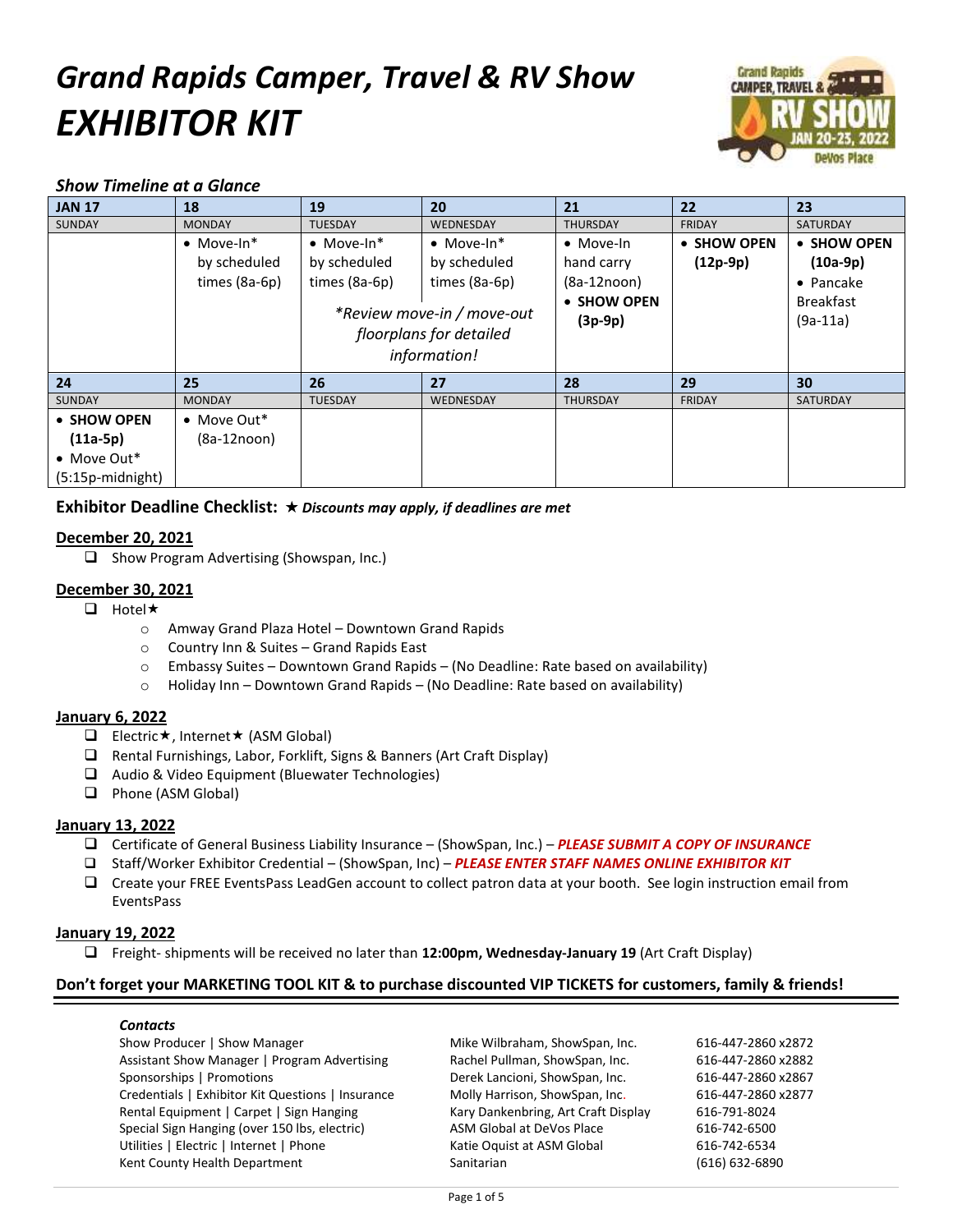# *Grand Rapids Camper, Travel & RV Show*
# *EXHIBITOR KIT*

### *Show Timeline at a Glance*

| JAN 17 | 18 | 19 | 20 | 21 | 22 | 23 |
|---|---|---|---|---|---|---|
| SUNDAY | MONDAY | TUESDAY | WEDNESDAY | THURSDAY | FRIDAY | SATURDAY |
| | • Move-In* by scheduled times (8a-6p) | • Move-In* by scheduled times (8a-6p) | • Move-In* by scheduled times (8a-6p) | • Move-In hand carry (8a-12noon)<br>• **SHOW OPEN (3p-9p)** | • **SHOW OPEN (12p-9p)** | • **SHOW OPEN (10a-9p)**<br>• Pancake Breakfast (9a-11a) |
| | | *\*Review move-in / move-out floorplans for detailed information!* | | | | |
| **24** | **25** | **26** | **27** | **28** | **29** | **30** |
| SUNDAY | MONDAY | TUESDAY | WEDNESDAY | THURSDAY | FRIDAY | SATURDAY |
| • **SHOW OPEN (11a-5p)**<br>• Move Out* (5:15p-midnight) | • Move Out* (8a-12noon) | | | | | |

### Exhibitor Deadline Checklist: ★ *Discounts may apply, if deadlines are met*

**December 20, 2021**

- ☐ Show Program Advertising (Showspan, Inc.)

**December 30, 2021**

- ☐ Hotel★
  - Amway Grand Plaza Hotel – Downtown Grand Rapids
  - Country Inn & Suites – Grand Rapids East
  - Embassy Suites – Downtown Grand Rapids – (No Deadline: Rate based on availability)
  - Holiday Inn – Downtown Grand Rapids – (No Deadline: Rate based on availability)

**January 6, 2022**

- ☐ Electric★, Internet★ (ASM Global)
- ☐ Rental Furnishings, Labor, Forklift, Signs & Banners (Art Craft Display)
- ☐ Audio & Video Equipment (Bluewater Technologies)
- ☐ Phone (ASM Global)

**January 13, 2022**

- ☐ Certificate of General Business Liability Insurance – (ShowSpan, Inc.) – ***PLEASE SUBMIT A COPY OF INSURANCE***
- ☐ Staff/Worker Exhibitor Credential – (ShowSpan, Inc) – ***PLEASE ENTER STAFF NAMES ONLINE EXHIBITOR KIT***
- ☐ Create your FREE EventsPass LeadGen account to collect patron data at your booth. See login instruction email from EventsPass

**January 19, 2022**

- ☐ Freight- shipments will be received no later than **12:00pm, Wednesday-January 19** (Art Craft Display)

**Don't forget your MARKETING TOOL KIT & to purchase discounted VIP TICKETS for customers, family & friends!**

---

***Contacts***

| | | |
|---|---|---|
| Show Producer \| Show Manager | Mike Wilbraham, ShowSpan, Inc. | 616-447-2860 x2872 |
| Assistant Show Manager \| Program Advertising | Rachel Pullman, ShowSpan, Inc. | 616-447-2860 x2882 |
| Sponsorships \| Promotions | Derek Lancioni, ShowSpan, Inc. | 616-447-2860 x2867 |
| Credentials \| Exhibitor Kit Questions \| Insurance | Molly Harrison, ShowSpan, Inc. | 616-447-2860 x2877 |
| Rental Equipment \| Carpet \| Sign Hanging | Kary Dankenbring, Art Craft Display | 616-791-8024 |
| Special Sign Hanging (over 150 lbs, electric) | ASM Global at DeVos Place | 616-742-6500 |
| Utilities \| Electric \| Internet \| Phone | Katie Oquist at ASM Global | 616-742-6534 |
| Kent County Health Department | Sanitarian | (616) 632-6890 |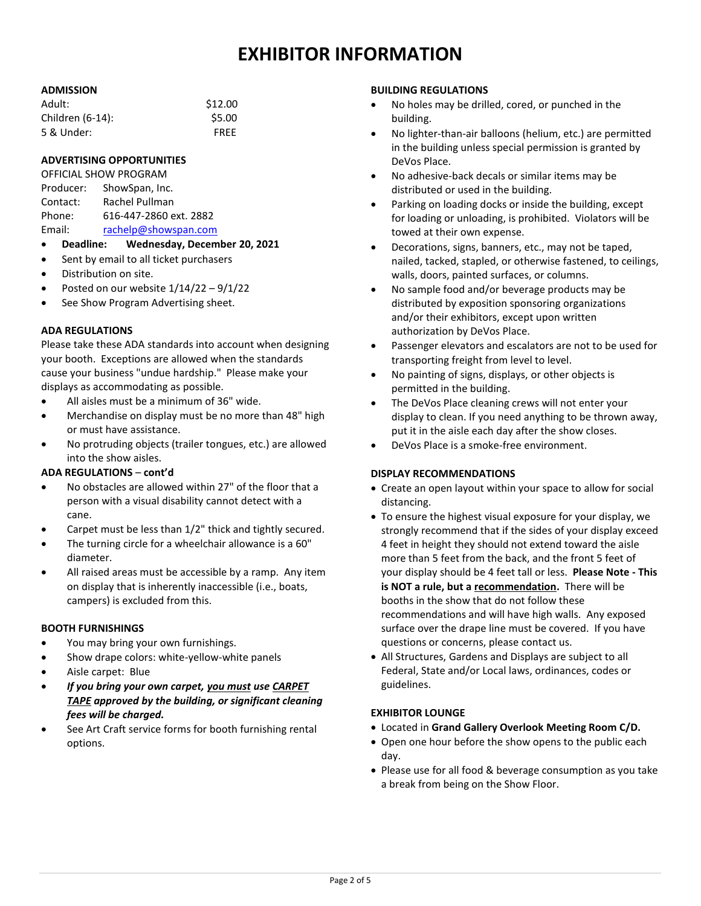# EXHIBITOR INFORMATION

### ADMISSION

| | |
|---|---|
| Adult: | $12.00 |
| Children (6-14): | $5.00 |
| 5 & Under: | FREE |

### ADVERTISING OPPORTUNITIES

OFFICIAL SHOW PROGRAM

Producer: ShowSpan, Inc.
Contact: Rachel Pullman
Phone: 616-447-2860 ext. 2882
Email: rachelp@showspan.com

- **Deadline: Wednesday, December 20, 2021**
- Sent by email to all ticket purchasers
- Distribution on site.
- Posted on our website 1/14/22 – 9/1/22
- See Show Program Advertising sheet.

### ADA REGULATIONS

Please take these ADA standards into account when designing your booth. Exceptions are allowed when the standards cause your business "undue hardship." Please make your displays as accommodating as possible.

- All aisles must be a minimum of 36" wide.
- Merchandise on display must be no more than 48" high or must have assistance.
- No protruding objects (trailer tongues, etc.) are allowed into the show aisles.

### ADA REGULATIONS – cont'd

- No obstacles are allowed within 27" of the floor that a person with a visual disability cannot detect with a cane.
- Carpet must be less than 1/2" thick and tightly secured.
- The turning circle for a wheelchair allowance is a 60" diameter.
- All raised areas must be accessible by a ramp. Any item on display that is inherently inaccessible (i.e., boats, campers) is excluded from this.

### BOOTH FURNISHINGS

- You may bring your own furnishings.
- Show drape colors: white-yellow-white panels
- Aisle carpet: Blue
- ***If you bring your own carpet, you must use CARPET TAPE approved by the building, or significant cleaning fees will be charged.***
- See Art Craft service forms for booth furnishing rental options.

### BUILDING REGULATIONS

- No holes may be drilled, cored, or punched in the building.
- No lighter-than-air balloons (helium, etc.) are permitted in the building unless special permission is granted by DeVos Place.
- No adhesive-back decals or similar items may be distributed or used in the building.
- Parking on loading docks or inside the building, except for loading or unloading, is prohibited. Violators will be towed at their own expense.
- Decorations, signs, banners, etc., may not be taped, nailed, tacked, stapled, or otherwise fastened, to ceilings, walls, doors, painted surfaces, or columns.
- No sample food and/or beverage products may be distributed by exposition sponsoring organizations and/or their exhibitors, except upon written authorization by DeVos Place.
- Passenger elevators and escalators are not to be used for transporting freight from level to level.
- No painting of signs, displays, or other objects is permitted in the building.
- The DeVos Place cleaning crews will not enter your display to clean. If you need anything to be thrown away, put it in the aisle each day after the show closes.
- DeVos Place is a smoke-free environment.

### DISPLAY RECOMMENDATIONS

- Create an open layout within your space to allow for social distancing.
- To ensure the highest visual exposure for your display, we strongly recommend that if the sides of your display exceed 4 feet in height they should not extend toward the aisle more than 5 feet from the back, and the front 5 feet of your display should be 4 feet tall or less. **Please Note - This is NOT a rule, but a recommendation.** There will be booths in the show that do not follow these recommendations and will have high walls. Any exposed surface over the drape line must be covered. If you have questions or concerns, please contact us.
- All Structures, Gardens and Displays are subject to all Federal, State and/or Local laws, ordinances, codes or guidelines.

### EXHIBITOR LOUNGE

- Located in **Grand Gallery Overlook Meeting Room C/D.**
- Open one hour before the show opens to the public each day.
- Please use for all food & beverage consumption as you take a break from being on the Show Floor.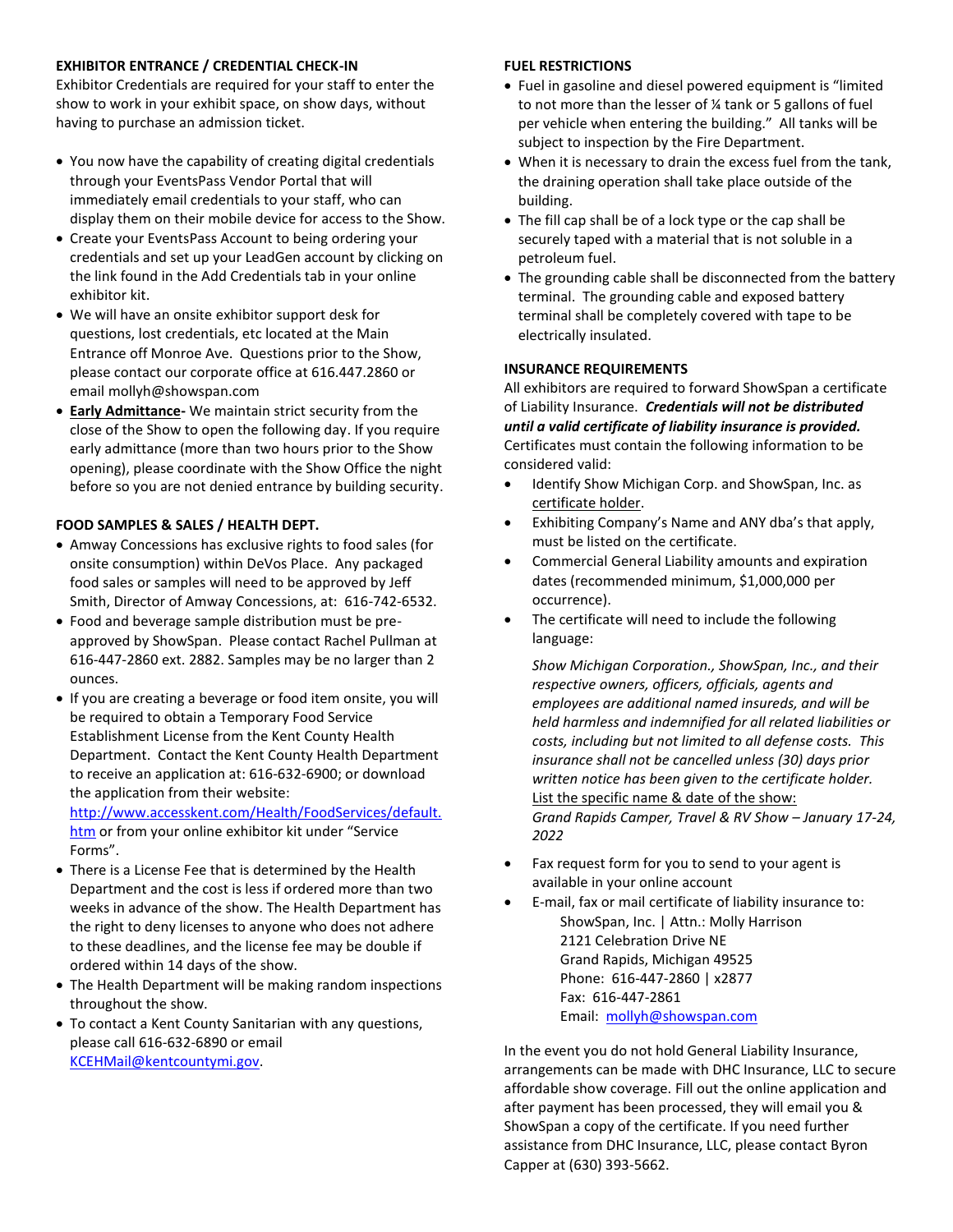### EXHIBITOR ENTRANCE / CREDENTIAL CHECK-IN

Exhibitor Credentials are required for your staff to enter the show to work in your exhibit space, on show days, without having to purchase an admission ticket.

- You now have the capability of creating digital credentials through your EventsPass Vendor Portal that will immediately email credentials to your staff, who can display them on their mobile device for access to the Show.
- Create your EventsPass Account to being ordering your credentials and set up your LeadGen account by clicking on the link found in the Add Credentials tab in your online exhibitor kit.
- We will have an onsite exhibitor support desk for questions, lost credentials, etc located at the Main Entrance off Monroe Ave. Questions prior to the Show, please contact our corporate office at 616.447.2860 or email mollyh@showspan.com
- **Early Admittance-** We maintain strict security from the close of the Show to open the following day. If you require early admittance (more than two hours prior to the Show opening), please coordinate with the Show Office the night before so you are not denied entrance by building security.

### FOOD SAMPLES & SALES / HEALTH DEPT.

- Amway Concessions has exclusive rights to food sales (for onsite consumption) within DeVos Place. Any packaged food sales or samples will need to be approved by Jeff Smith, Director of Amway Concessions, at: 616-742-6532.
- Food and beverage sample distribution must be pre-approved by ShowSpan. Please contact Rachel Pullman at 616-447-2860 ext. 2882. Samples may be no larger than 2 ounces.
- If you are creating a beverage or food item onsite, you will be required to obtain a Temporary Food Service Establishment License from the Kent County Health Department. Contact the Kent County Health Department to receive an application at: 616-632-6900; or download the application from their website: http://www.accesskent.com/Health/FoodServices/default.htm or from your online exhibitor kit under "Service Forms".
- There is a License Fee that is determined by the Health Department and the cost is less if ordered more than two weeks in advance of the show. The Health Department has the right to deny licenses to anyone who does not adhere to these deadlines, and the license fee may be double if ordered within 14 days of the show.
- The Health Department will be making random inspections throughout the show.
- To contact a Kent County Sanitarian with any questions, please call 616-632-6890 or email KCEHMail@kentcountymi.gov.

### FUEL RESTRICTIONS

- Fuel in gasoline and diesel powered equipment is "limited to not more than the lesser of ¼ tank or 5 gallons of fuel per vehicle when entering the building." All tanks will be subject to inspection by the Fire Department.
- When it is necessary to drain the excess fuel from the tank, the draining operation shall take place outside of the building.
- The fill cap shall be of a lock type or the cap shall be securely taped with a material that is not soluble in a petroleum fuel.
- The grounding cable shall be disconnected from the battery terminal. The grounding cable and exposed battery terminal shall be completely covered with tape to be electrically insulated.

### INSURANCE REQUIREMENTS

All exhibitors are required to forward ShowSpan a certificate of Liability Insurance. ***Credentials will not be distributed until a valid certificate of liability insurance is provided.*** Certificates must contain the following information to be considered valid:

- Identify Show Michigan Corp. and ShowSpan, Inc. as certificate holder.
- Exhibiting Company's Name and ANY dba's that apply, must be listed on the certificate.
- Commercial General Liability amounts and expiration dates (recommended minimum, $1,000,000 per occurrence).
- The certificate will need to include the following language:

  *Show Michigan Corporation., ShowSpan, Inc., and their respective owners, officers, officials, agents and employees are additional named insureds, and will be held harmless and indemnified for all related liabilities or costs, including but not limited to all defense costs. This insurance shall not be cancelled unless (30) days prior written notice has been given to the certificate holder.*
  List the specific name & date of the show:
  *Grand Rapids Camper, Travel & RV Show – January 17-24, 2022*

- Fax request form for you to send to your agent is available in your online account
- E-mail, fax or mail certificate of liability insurance to:
  ShowSpan, Inc. | Attn.: Molly Harrison
  2121 Celebration Drive NE
  Grand Rapids, Michigan 49525
  Phone: 616-447-2860 | x2877
  Fax: 616-447-2861
  Email: mollyh@showspan.com

In the event you do not hold General Liability Insurance, arrangements can be made with DHC Insurance, LLC to secure affordable show coverage. Fill out the online application and after payment has been processed, they will email you & ShowSpan a copy of the certificate. If you need further assistance from DHC Insurance, LLC, please contact Byron Capper at (630) 393-5662.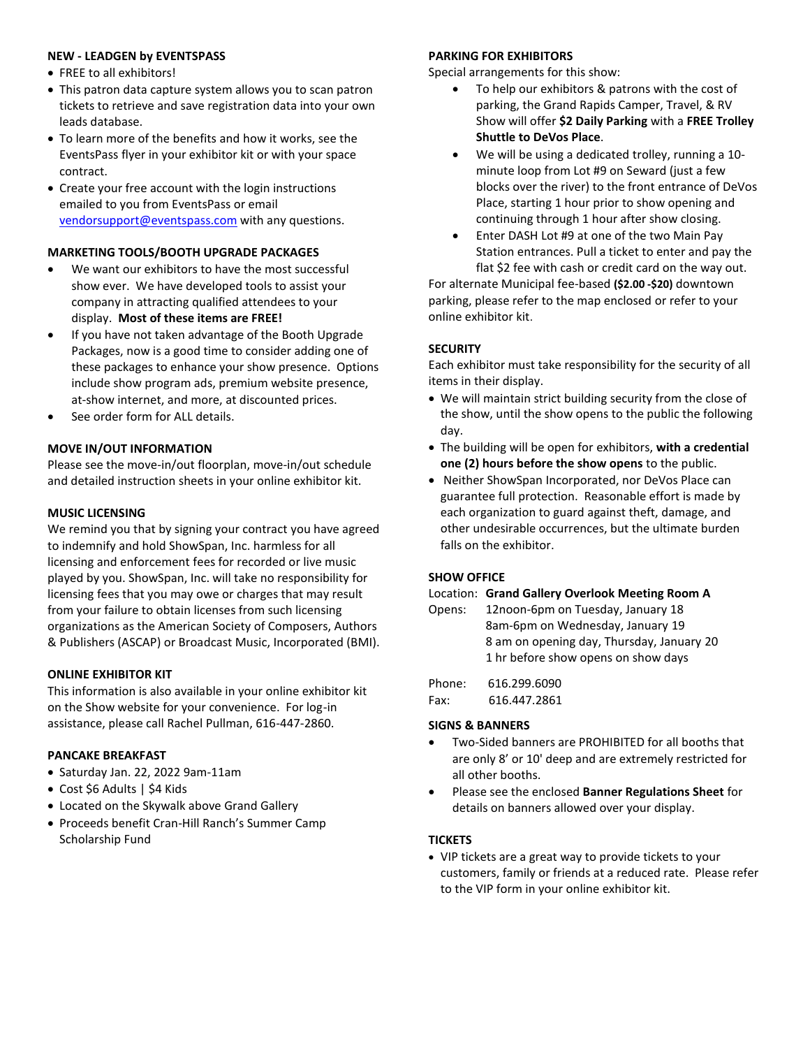**NEW - LEADGEN by EVENTSPASS**

- FREE to all exhibitors!
- This patron data capture system allows you to scan patron tickets to retrieve and save registration data into your own leads database.
- To learn more of the benefits and how it works, see the EventsPass flyer in your exhibitor kit or with your space contract.
- Create your free account with the login instructions emailed to you from EventsPass or email vendorsupport@eventspass.com with any questions.

**MARKETING TOOLS/BOOTH UPGRADE PACKAGES**

- We want our exhibitors to have the most successful show ever. We have developed tools to assist your company in attracting qualified attendees to your display. **Most of these items are FREE!**
- If you have not taken advantage of the Booth Upgrade Packages, now is a good time to consider adding one of these packages to enhance your show presence. Options include show program ads, premium website presence, at-show internet, and more, at discounted prices.
- See order form for ALL details.

**MOVE IN/OUT INFORMATION**

Please see the move-in/out floorplan, move-in/out schedule and detailed instruction sheets in your online exhibitor kit.

**MUSIC LICENSING**

We remind you that by signing your contract you have agreed to indemnify and hold ShowSpan, Inc. harmless for all licensing and enforcement fees for recorded or live music played by you. ShowSpan, Inc. will take no responsibility for licensing fees that you may owe or charges that may result from your failure to obtain licenses from such licensing organizations as the American Society of Composers, Authors & Publishers (ASCAP) or Broadcast Music, Incorporated (BMI).

**ONLINE EXHIBITOR KIT**

This information is also available in your online exhibitor kit on the Show website for your convenience. For log-in assistance, please call Rachel Pullman, 616-447-2860.

**PANCAKE BREAKFAST**

- Saturday Jan. 22, 2022 9am-11am
- Cost $6 Adults | $4 Kids
- Located on the Skywalk above Grand Gallery
- Proceeds benefit Cran-Hill Ranch's Summer Camp Scholarship Fund

**PARKING FOR EXHIBITORS**

Special arrangements for this show:

- To help our exhibitors & patrons with the cost of parking, the Grand Rapids Camper, Travel, & RV Show will offer **$2 Daily Parking** with a **FREE Trolley Shuttle to DeVos Place**.
- We will be using a dedicated trolley, running a 10-minute loop from Lot #9 on Seward (just a few blocks over the river) to the front entrance of DeVos Place, starting 1 hour prior to show opening and continuing through 1 hour after show closing.
- Enter DASH Lot #9 at one of the two Main Pay Station entrances. Pull a ticket to enter and pay the flat $2 fee with cash or credit card on the way out.

For alternate Municipal fee-based **($2.00 -$20)** downtown parking, please refer to the map enclosed or refer to your online exhibitor kit.

**SECURITY**

Each exhibitor must take responsibility for the security of all items in their display.

- We will maintain strict building security from the close of the show, until the show opens to the public the following day.
- The building will be open for exhibitors, **with a credential one (2) hours before the show opens** to the public.
- Neither ShowSpan Incorporated, nor DeVos Place can guarantee full protection. Reasonable effort is made by each organization to guard against theft, damage, and other undesirable occurrences, but the ultimate burden falls on the exhibitor.

**SHOW OFFICE**

Location: **Grand Gallery Overlook Meeting Room A**

Opens:
12noon-6pm on Tuesday, January 18
8am-6pm on Wednesday, January 19
8 am on opening day, Thursday, January 20
1 hr before show opens on show days

Phone: 616.299.6090
Fax: 616.447.2861

**SIGNS & BANNERS**

- Two-Sided banners are PROHIBITED for all booths that are only 8' or 10' deep and are extremely restricted for all other booths.
- Please see the enclosed **Banner Regulations Sheet** for details on banners allowed over your display.

**TICKETS**

- VIP tickets are a great way to provide tickets to your customers, family or friends at a reduced rate. Please refer to the VIP form in your online exhibitor kit.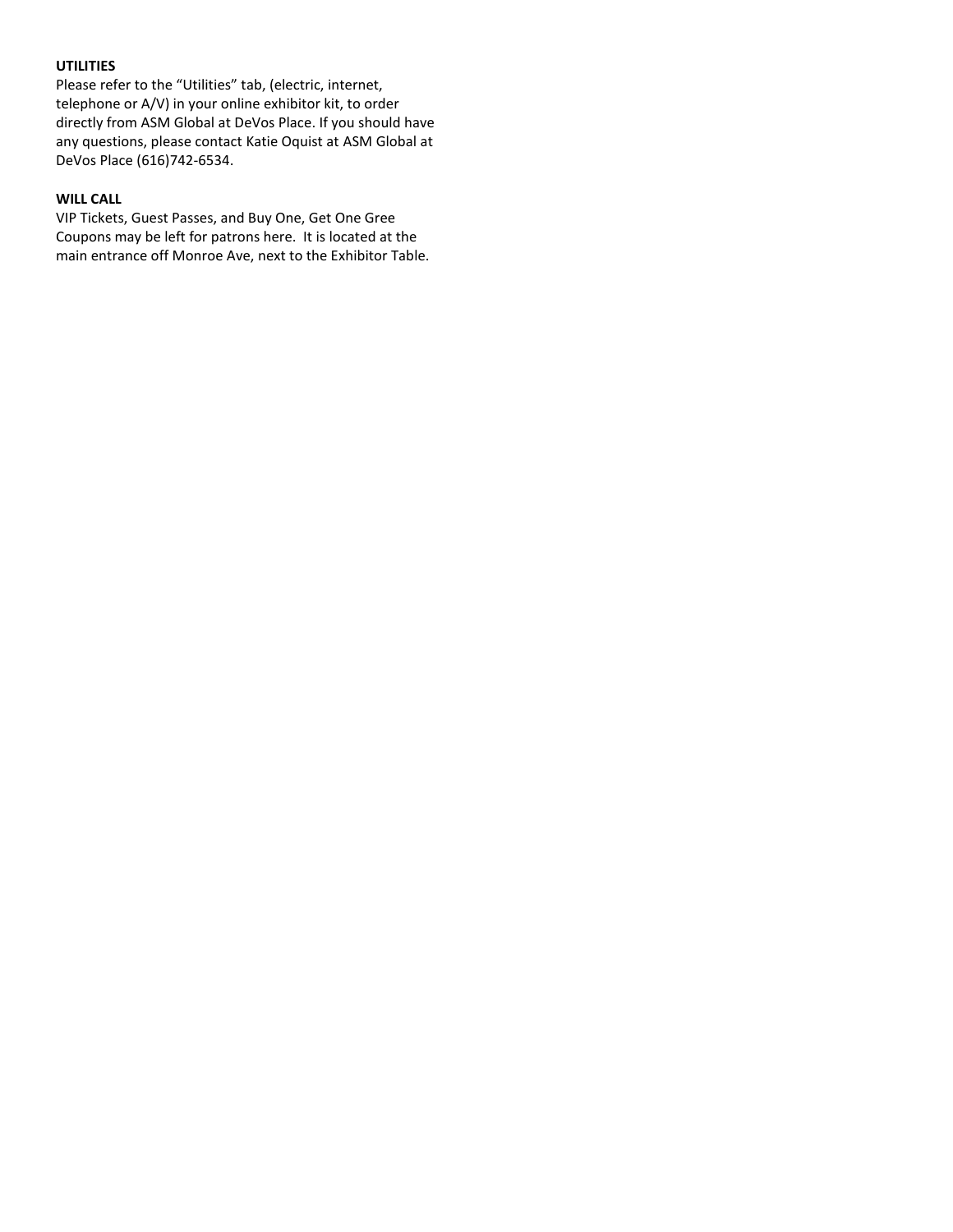**UTILITIES**

Please refer to the “Utilities” tab, (electric, internet, telephone or A/V) in your online exhibitor kit, to order directly from ASM Global at DeVos Place. If you should have any questions, please contact Katie Oquist at ASM Global at DeVos Place (616)742-6534.

**WILL CALL**

VIP Tickets, Guest Passes, and Buy One, Get One Gree Coupons may be left for patrons here. It is located at the main entrance off Monroe Ave, next to the Exhibitor Table.